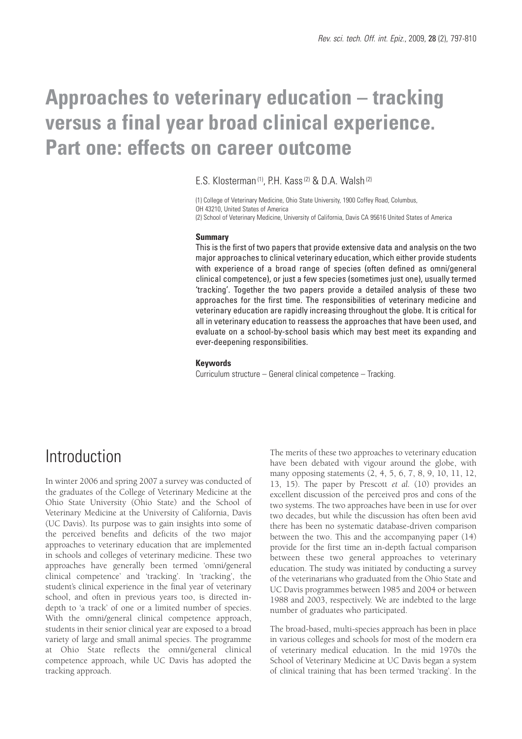# Approaches to veterinary education – tracking versus a final year broad clinical experience. Part one: effects on career outcome

E.S. Klosterman [1], P.H. Kass [2] & D.A. Walsh [2]

(1) College of Veterinary Medicine, Ohio State University, 1900 Coffey Road, Columbus, OH 43210, United States of America

(2) School of Veterinary Medicine, University of California, Davis CA 95616 United States of America

**Summary**

This is the first of two papers that provide extensive data and analysis on the two major approaches to clinical veterinary education, which either provide students with experience of a broad range of species (often defined as omni/general clinical competence), or just a few species (sometimes just one), usually termed 'tracking'. Together the two papers provide a detailed analysis of these two approaches for the first time. The responsibilities of veterinary medicine and veterinary education are rapidly increasing throughout the globe. It is critical for all in veterinary education to reassess the approaches that have been used, and evaluate on a school-by-school basis which may best meet its expanding and ever-deepening responsibilities.

**Keywords**

Curriculum structure – General clinical competence – Tracking.

## Introduction

In winter 2006 and spring 2007 a survey was conducted of the graduates of the College of Veterinary Medicine at the Ohio State University (Ohio State) and the School of Veterinary Medicine at the University of California, Davis (UC Davis). Its purpose was to gain insights into some of the perceived benefits and deficits of the two major approaches to veterinary education that are implemented in schools and colleges of veterinary medicine. These two approaches have generally been termed 'omni/general clinical competence' and 'tracking'. In 'tracking', the student's clinical experience in the final year of veterinary school, and often in previous years too, is directed in-depth to 'a track' of one or a limited number of species. With the omni/general clinical competence approach, students in their senior clinical year are exposed to a broad variety of large and small animal species. The programme at Ohio State reflects the omni/general clinical competence approach, while UC Davis has adopted the tracking approach.

The merits of these two approaches to veterinary education have been debated with vigour around the globe, with many opposing statements (2, 4, 5, 6, 7, 8, 9, 10, 11, 12, 13, 15). The paper by Prescott *et al.* (10) provides an excellent discussion of the perceived pros and cons of the two systems. The two approaches have been in use for over two decades, but while the discussion has often been avid there has been no systematic database-driven comparison between the two. This and the accompanying paper (14) provide for the first time an in-depth factual comparison between these two general approaches to veterinary education. The study was initiated by conducting a survey of the veterinarians who graduated from the Ohio State and UC Davis programmes between 1985 and 2004 or between 1988 and 2003, respectively. We are indebted to the large number of graduates who participated.

The broad-based, multi-species approach has been in place in various colleges and schools for most of the modern era of veterinary medical education. In the mid 1970s the School of Veterinary Medicine at UC Davis began a system of clinical training that has been termed 'tracking'. In the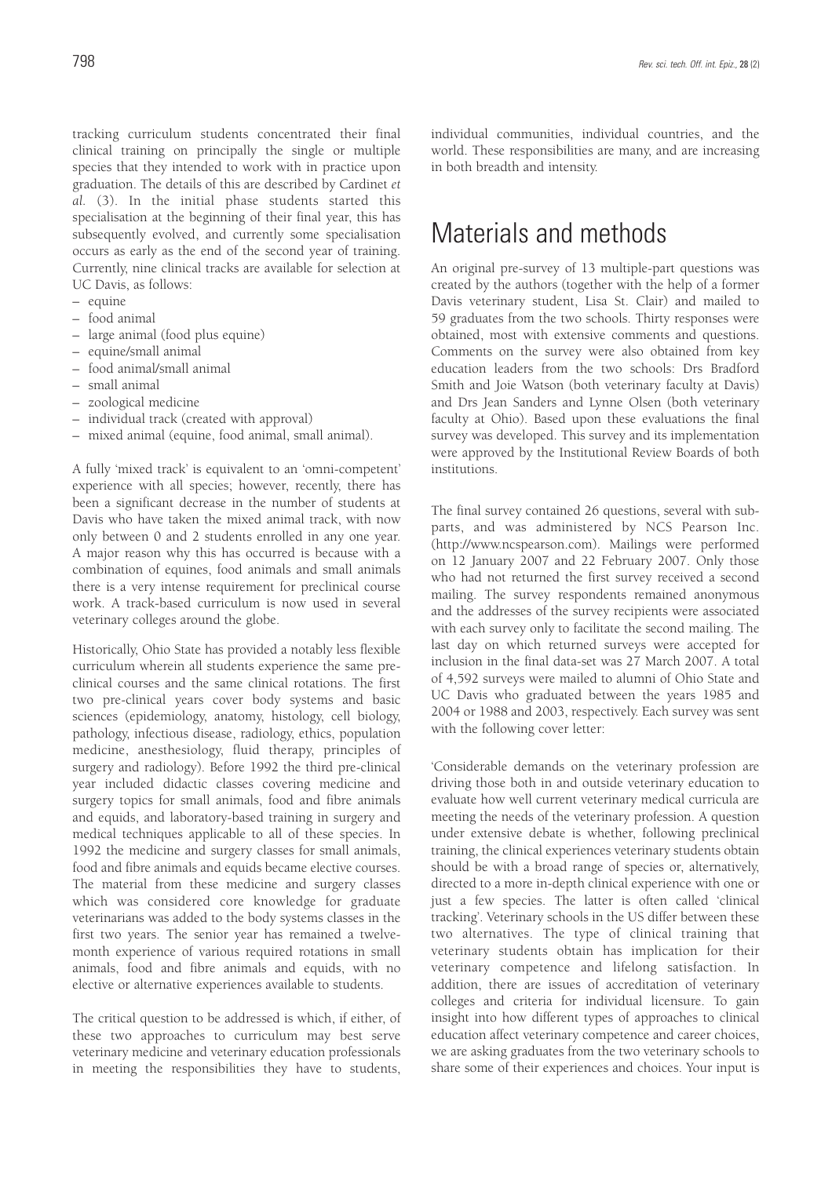tracking curriculum students concentrated their final clinical training on principally the single or multiple species that they intended to work with in practice upon graduation. The details of this are described by Cardinet *et al.* (3). In the initial phase students started this specialisation at the beginning of their final year, this has subsequently evolved, and currently some specialisation occurs as early as the end of the second year of training. Currently, nine clinical tracks are available for selection at UC Davis, as follows:

- equine
- food animal
- large animal (food plus equine)
- equine/small animal
- food animal/small animal
- small animal
- zoological medicine
- individual track (created with approval)
- mixed animal (equine, food animal, small animal).

A fully 'mixed track' is equivalent to an 'omni-competent' experience with all species; however, recently, there has been a significant decrease in the number of students at Davis who have taken the mixed animal track, with now only between 0 and 2 students enrolled in any one year. A major reason why this has occurred is because with a combination of equines, food animals and small animals there is a very intense requirement for preclinical course work. A track-based curriculum is now used in several veterinary colleges around the globe.

Historically, Ohio State has provided a notably less flexible curriculum wherein all students experience the same pre-clinical courses and the same clinical rotations. The first two pre-clinical years cover body systems and basic sciences (epidemiology, anatomy, histology, cell biology, pathology, infectious disease, radiology, ethics, population medicine, anesthesiology, fluid therapy, principles of surgery and radiology). Before 1992 the third pre-clinical year included didactic classes covering medicine and surgery topics for small animals, food and fibre animals and equids, and laboratory-based training in surgery and medical techniques applicable to all of these species. In 1992 the medicine and surgery classes for small animals, food and fibre animals and equids became elective courses. The material from these medicine and surgery classes which was considered core knowledge for graduate veterinarians was added to the body systems classes in the first two years. The senior year has remained a twelve-month experience of various required rotations in small animals, food and fibre animals and equids, with no elective or alternative experiences available to students.

The critical question to be addressed is which, if either, of these two approaches to curriculum may best serve veterinary medicine and veterinary education professionals in meeting the responsibilities they have to students, individual communities, individual countries, and the world. These responsibilities are many, and are increasing in both breadth and intensity.

# Materials and methods

An original pre-survey of 13 multiple-part questions was created by the authors (together with the help of a former Davis veterinary student, Lisa St. Clair) and mailed to 59 graduates from the two schools. Thirty responses were obtained, most with extensive comments and questions. Comments on the survey were also obtained from key education leaders from the two schools: Drs Bradford Smith and Joie Watson (both veterinary faculty at Davis) and Drs Jean Sanders and Lynne Olsen (both veterinary faculty at Ohio). Based upon these evaluations the final survey was developed. This survey and its implementation were approved by the Institutional Review Boards of both institutions.

The final survey contained 26 questions, several with sub-parts, and was administered by NCS Pearson Inc. (http://www.ncspearson.com). Mailings were performed on 12 January 2007 and 22 February 2007. Only those who had not returned the first survey received a second mailing. The survey respondents remained anonymous and the addresses of the survey recipients were associated with each survey only to facilitate the second mailing. The last day on which returned surveys were accepted for inclusion in the final data-set was 27 March 2007. A total of 4,592 surveys were mailed to alumni of Ohio State and UC Davis who graduated between the years 1985 and 2004 or 1988 and 2003, respectively. Each survey was sent with the following cover letter:

'Considerable demands on the veterinary profession are driving those both in and outside veterinary education to evaluate how well current veterinary medical curricula are meeting the needs of the veterinary profession. A question under extensive debate is whether, following preclinical training, the clinical experiences veterinary students obtain should be with a broad range of species or, alternatively, directed to a more in-depth clinical experience with one or just a few species. The latter is often called 'clinical tracking'. Veterinary schools in the US differ between these two alternatives. The type of clinical training that veterinary students obtain has implication for their veterinary competence and lifelong satisfaction. In addition, there are issues of accreditation of veterinary colleges and criteria for individual licensure. To gain insight into how different types of approaches to clinical education affect veterinary competence and career choices, we are asking graduates from the two veterinary schools to share some of their experiences and choices. Your input is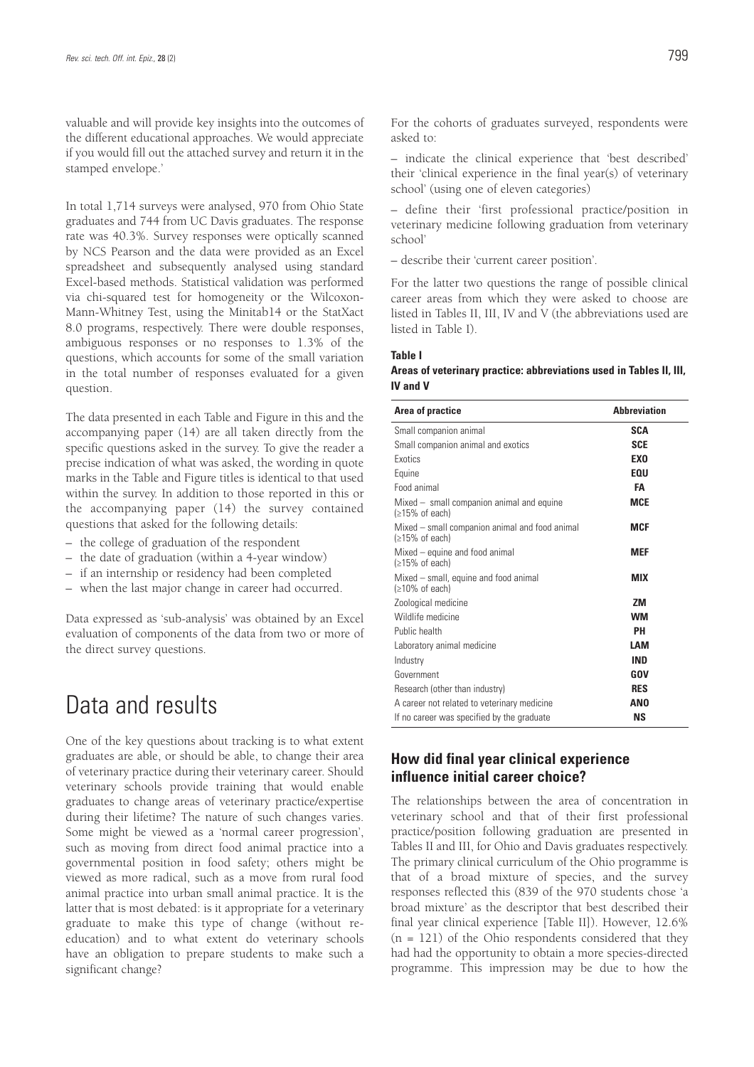valuable and will provide key insights into the outcomes of the different educational approaches. We would appreciate if you would fill out the attached survey and return it in the stamped envelope.'

In total 1,714 surveys were analysed, 970 from Ohio State graduates and 744 from UC Davis graduates. The response rate was 40.3%. Survey responses were optically scanned by NCS Pearson and the data were provided as an Excel spreadsheet and subsequently analysed using standard Excel-based methods. Statistical validation was performed via chi-squared test for homogeneity or the Wilcoxon-Mann-Whitney Test, using the Minitab14 or the StatXact 8.0 programs, respectively. There were double responses, ambiguous responses or no responses to 1.3% of the questions, which accounts for some of the small variation in the total number of responses evaluated for a given question.

The data presented in each Table and Figure in this and the accompanying paper (14) are all taken directly from the specific questions asked in the survey. To give the reader a precise indication of what was asked, the wording in quote marks in the Table and Figure titles is identical to that used within the survey. In addition to those reported in this or the accompanying paper (14) the survey contained questions that asked for the following details:

– the college of graduation of the respondent
– the date of graduation (within a 4-year window)
– if an internship or residency had been completed
– when the last major change in career had occurred.

Data expressed as 'sub-analysis' was obtained by an Excel evaluation of components of the data from two or more of the direct survey questions.

# Data and results

One of the key questions about tracking is to what extent graduates are able, or should be able, to change their area of veterinary practice during their veterinary career. Should veterinary schools provide training that would enable graduates to change areas of veterinary practice/expertise during their lifetime? The nature of such changes varies. Some might be viewed as a 'normal career progression', such as moving from direct food animal practice into a governmental position in food safety; others might be viewed as more radical, such as a move from rural food animal practice into urban small animal practice. It is the latter that is most debated: is it appropriate for a veterinary graduate to make this type of change (without re-education) and to what extent do veterinary schools have an obligation to prepare students to make such a significant change?

For the cohorts of graduates surveyed, respondents were asked to:

– indicate the clinical experience that 'best described' their 'clinical experience in the final year(s) of veterinary school' (using one of eleven categories)

– define their 'first professional practice/position in veterinary medicine following graduation from veterinary school'

– describe their 'current career position'.

For the latter two questions the range of possible clinical career areas from which they were asked to choose are listed in Tables II, III, IV and V (the abbreviations used are listed in Table I).

**Table I**
**Areas of veterinary practice: abbreviations used in Tables II, III, IV and V**

| Area of practice | Abbreviation |
|---|---|
| Small companion animal | **SCA** |
| Small companion animal and exotics | **SCE** |
| Exotics | **EXO** |
| Equine | **EQU** |
| Food animal | **FA** |
| Mixed – small companion animal and equine (≥15% of each) | **MCE** |
| Mixed – small companion animal and food animal (≥15% of each) | **MCF** |
| Mixed – equine and food animal (≥15% of each) | **MEF** |
| Mixed – small, equine and food animal (≥10% of each) | **MIX** |
| Zoological medicine | **ZM** |
| Wildlife medicine | **WM** |
| Public health | **PH** |
| Laboratory animal medicine | **LAM** |
| Industry | **IND** |
| Government | **GOV** |
| Research (other than industry) | **RES** |
| A career not related to veterinary medicine | **ANO** |
| If no career was specified by the graduate | **NS** |

### How did final year clinical experience influence initial career choice?

The relationships between the area of concentration in veterinary school and that of their first professional practice/position following graduation are presented in Tables II and III, for Ohio and Davis graduates respectively. The primary clinical curriculum of the Ohio programme is that of a broad mixture of species, and the survey responses reflected this (839 of the 970 students chose 'a broad mixture' as the descriptor that best described their final year clinical experience [Table II]). However, 12.6% (n = 121) of the Ohio respondents considered that they had had the opportunity to obtain a more species-directed programme. This impression may be due to how the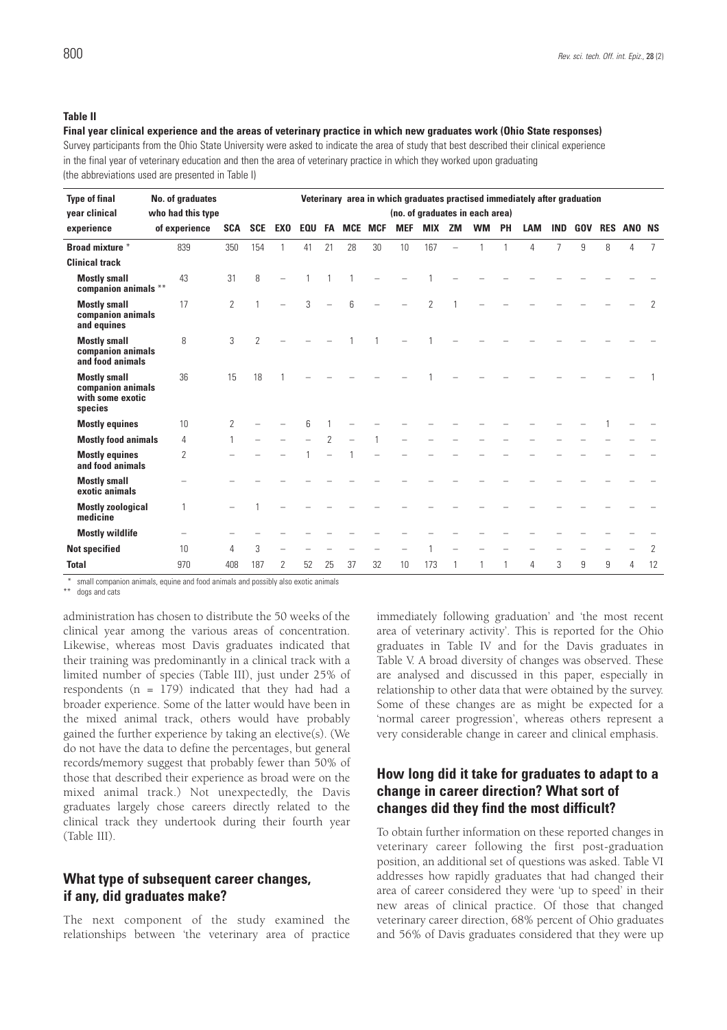**Table II**

**Final year clinical experience and the areas of veterinary practice in which new graduates work (Ohio State responses)**

Survey participants from the Ohio State University were asked to indicate the area of study that best described their clinical experience in the final year of veterinary education and then the area of veterinary practice in which they worked upon graduating (the abbreviations used are presented in Table I)

| Type of final year clinical experience | No. of graduates who had this type of experience | Veterinary area in which graduates practised immediately after graduation (no. of graduates in each area) | | | | | | | | | | | | | | | | | |
|---|---|---|---|---|---|---|---|---|---|---|---|---|---|---|---|---|---|---|---|
| | | SCA | SCE | EXO | EQU | FA | MCE | MCF | MEF | MIX | ZM | WM | PH | LAM | IND | GOV | RES | ANO | NS |
| **Broad mixture** * | 839 | 350 | 154 | 1 | 41 | 21 | 28 | 30 | 10 | 167 | – | 1 | 1 | 4 | 7 | 9 | 8 | 4 | 7 |
| **Clinical track** | | | | | | | | | | | | | | | | | | | |
| **Mostly small companion animals** ** | 43 | 31 | 8 | – | 1 | 1 | 1 | – | – | 1 | – | – | – | – | – | – | – | – | – |
| **Mostly small companion animals and equines** | 17 | 2 | 1 | – | 3 | – | 6 | – | – | 2 | 1 | – | – | – | – | – | – | – | 2 |
| **Mostly small companion animals and food animals** | 8 | 3 | 2 | – | – | – | 1 | 1 | – | 1 | – | – | – | – | – | – | – | – | – |
| **Mostly small companion animals with some exotic species** | 36 | 15 | 18 | 1 | – | – | – | – | – | 1 | – | – | – | – | – | – | – | – | 1 |
| **Mostly equines** | 10 | 2 | – | – | 6 | 1 | – | – | – | – | – | – | – | – | – | – | 1 | – | – |
| **Mostly food animals** | 4 | 1 | – | – | – | 2 | – | 1 | – | – | – | – | – | – | – | – | – | – | – |
| **Mostly equines and food animals** | 2 | – | – | – | 1 | – | 1 | – | – | – | – | – | – | – | – | – | – | – | – |
| **Mostly small exotic animals** | – | – | – | – | – | – | – | – | – | – | – | – | – | – | – | – | – | – | – |
| **Mostly zoological medicine** | 1 | – | 1 | – | – | – | – | – | – | – | – | – | – | – | – | – | – | – | – |
| **Mostly wildlife** | – | – | – | – | – | – | – | – | – | – | – | – | – | – | – | – | – | – | – |
| **Not specified** | 10 | 4 | 3 | – | – | – | – | – | – | 1 | – | – | – | – | – | – | – | – | 2 |
| **Total** | 970 | 408 | 187 | 2 | 52 | 25 | 37 | 32 | 10 | 173 | 1 | 1 | 1 | 4 | 3 | 9 | 9 | 4 | 12 |

\* small companion animals, equine and food animals and possibly also exotic animals

\*\* dogs and cats

administration has chosen to distribute the 50 weeks of the clinical year among the various areas of concentration. Likewise, whereas most Davis graduates indicated that their training was predominantly in a clinical track with a limited number of species (Table III), just under 25% of respondents (n = 179) indicated that they had had a broader experience. Some of the latter would have been in the mixed animal track, others would have probably gained the further experience by taking an elective(s). (We do not have the data to define the percentages, but general records/memory suggest that probably fewer than 50% of those that described their experience as broad were on the mixed animal track.) Not unexpectedly, the Davis graduates largely chose careers directly related to the clinical track they undertook during their fourth year (Table III).

## What type of subsequent career changes, if any, did graduates make?

The next component of the study examined the relationships between 'the veterinary area of practice immediately following graduation' and 'the most recent area of veterinary activity'. This is reported for the Ohio graduates in Table IV and for the Davis graduates in Table V. A broad diversity of changes was observed. These are analysed and discussed in this paper, especially in relationship to other data that were obtained by the survey. Some of these changes are as might be expected for a 'normal career progression', whereas others represent a very considerable change in career and clinical emphasis.

## How long did it take for graduates to adapt to a change in career direction? What sort of changes did they find the most difficult?

To obtain further information on these reported changes in veterinary career following the first post-graduation position, an additional set of questions was asked. Table VI addresses how rapidly graduates that had changed their area of career considered they were 'up to speed' in their new areas of clinical practice. Of those that changed veterinary career direction, 68% percent of Ohio graduates and 56% of Davis graduates considered that they were up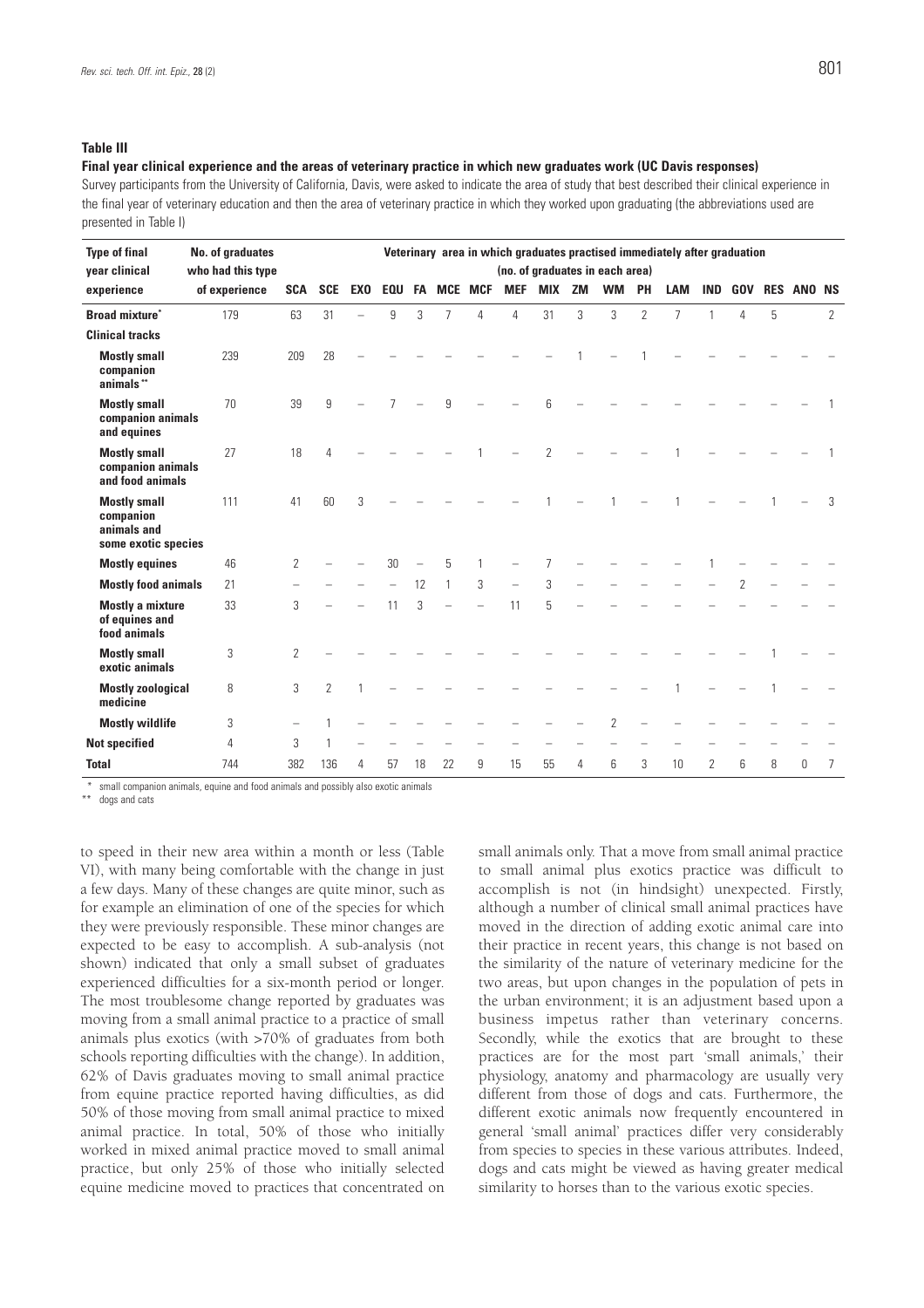**Table III**

**Final year clinical experience and the areas of veterinary practice in which new graduates work (UC Davis responses)**

Survey participants from the University of California, Davis, were asked to indicate the area of study that best described their clinical experience in the final year of veterinary education and then the area of veterinary practice in which they worked upon graduating (the abbreviations used are presented in Table I)

| Type of final year clinical experience | No. of graduates who had this type of experience | Veterinary area in which graduates practised immediately after graduation (no. of graduates in each area) | | | | | | | | | | | | | | | | | |
|---|---|---|---|---|---|---|---|---|---|---|---|---|---|---|---|---|---|---|---|
| | | SCA | SCE | EXO | EQU | FA | MCE | MCF | MEF | MIX | ZM | WM | PH | LAM | IND | GOV | RES | ANO | NS |
| **Broad mixture*** | 179 | 63 | 31 | – | 9 | 3 | 7 | 4 | 4 | 31 | 3 | 3 | 2 | 7 | 1 | 4 | 5 | | 2 |
| **Clinical tracks** | | | | | | | | | | | | | | | | | | | |
| **Mostly small companion animals**** | 239 | 209 | 28 | – | – | – | – | – | – | – | 1 | – | 1 | – | – | – | – | – | – |
| **Mostly small companion animals and equines** | 70 | 39 | 9 | – | 7 | – | 9 | – | – | 6 | – | – | – | – | – | – | – | – | 1 |
| **Mostly small companion animals and food animals** | 27 | 18 | 4 | – | – | – | – | 1 | – | 2 | – | – | – | 1 | – | – | – | – | 1 |
| **Mostly small companion animals and some exotic species** | 111 | 41 | 60 | 3 | – | – | – | – | – | 1 | – | 1 | – | 1 | – | – | 1 | – | 3 |
| **Mostly equines** | 46 | 2 | – | – | 30 | – | 5 | 1 | – | 7 | – | – | – | – | 1 | – | – | – | – |
| **Mostly food animals** | 21 | – | – | – | – | 12 | 1 | 3 | – | 3 | – | – | – | – | – | 2 | – | – | – |
| **Mostly a mixture of equines and food animals** | 33 | 3 | – | – | 11 | 3 | – | – | 11 | 5 | – | – | – | – | – | – | – | – | – |
| **Mostly small exotic animals** | 3 | 2 | – | – | – | – | – | – | – | – | – | – | – | – | – | – | 1 | – | – |
| **Mostly zoological medicine** | 8 | 3 | 2 | 1 | – | – | – | – | – | – | – | – | – | 1 | – | – | 1 | – | – |
| **Mostly wildlife** | 3 | – | 1 | – | – | – | – | – | – | – | – | 2 | – | – | – | – | – | – | – |
| **Not specified** | 4 | 3 | 1 | – | – | – | – | – | – | – | – | – | – | – | – | – | – | – | – |
| **Total** | 744 | 382 | 136 | 4 | 57 | 18 | 22 | 9 | 15 | 55 | 4 | 6 | 3 | 10 | 2 | 6 | 8 | 0 | 7 |

\* small companion animals, equine and food animals and possibly also exotic animals

** dogs and cats

to speed in their new area within a month or less (Table VI), with many being comfortable with the change in just a few days. Many of these changes are quite minor, such as for example an elimination of one of the species for which they were previously responsible. These minor changes are expected to be easy to accomplish. A sub-analysis (not shown) indicated that only a small subset of graduates experienced difficulties for a six-month period or longer. The most troublesome change reported by graduates was moving from a small animal practice to a practice of small animals plus exotics (with >70% of graduates from both schools reporting difficulties with the change). In addition, 62% of Davis graduates moving to small animal practice from equine practice reported having difficulties, as did 50% of those moving from small animal practice to mixed animal practice. In total, 50% of those who initially worked in mixed animal practice moved to small animal practice, but only 25% of those who initially selected equine medicine moved to practices that concentrated on small animals only. That a move from small animal practice to small animal plus exotics practice was difficult to accomplish is not (in hindsight) unexpected. Firstly, although a number of clinical small animal practices have moved in the direction of adding exotic animal care into their practice in recent years, this change is not based on the similarity of the nature of veterinary medicine for the two areas, but upon changes in the population of pets in the urban environment; it is an adjustment based upon a business impetus rather than veterinary concerns. Secondly, while the exotics that are brought to these practices are for the most part 'small animals,' their physiology, anatomy and pharmacology are usually very different from those of dogs and cats. Furthermore, the different exotic animals now frequently encountered in general 'small animal' practices differ very considerably from species to species in these various attributes. Indeed, dogs and cats might be viewed as having greater medical similarity to horses than to the various exotic species.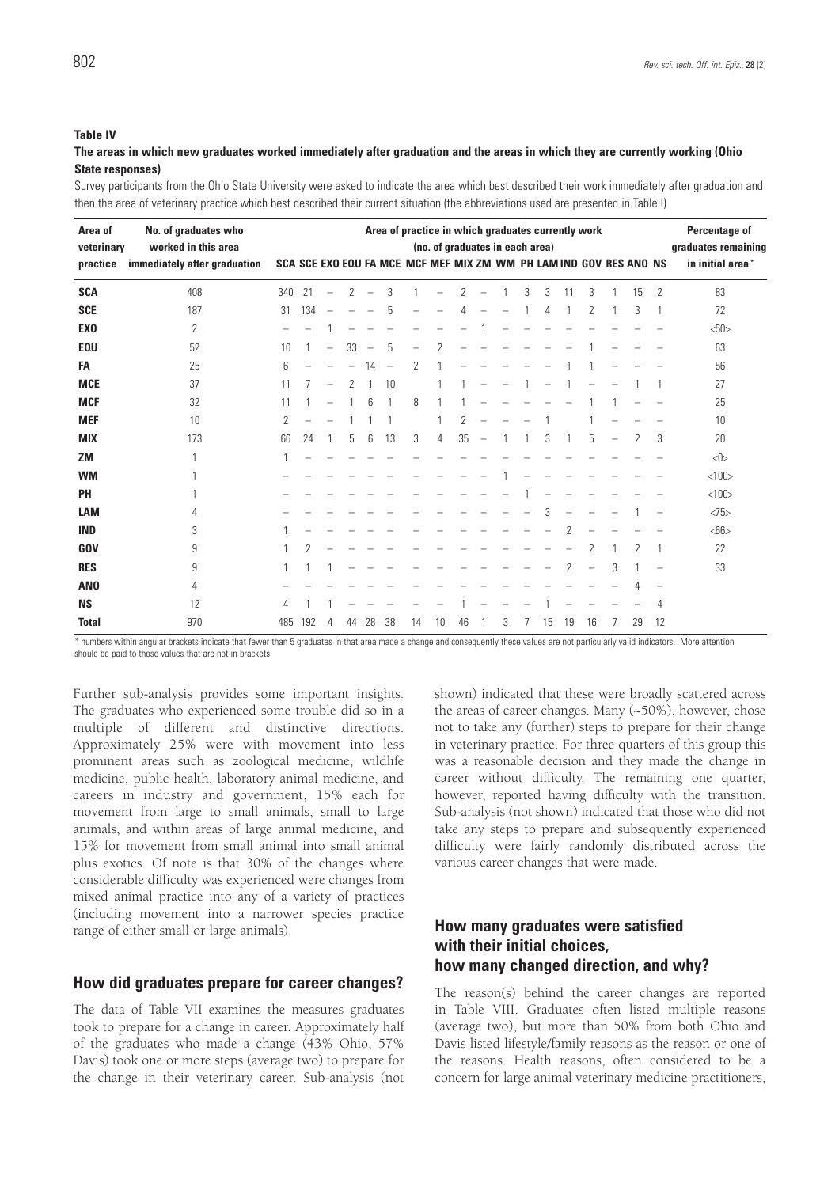**Table IV**

**The areas in which new graduates worked immediately after graduation and the areas in which they are currently working (Ohio State responses)**

Survey participants from the Ohio State University were asked to indicate the area which best described their work immediately after graduation and then the area of veterinary practice which best described their current situation (the abbreviations used are presented in Table I)

| Area of veterinary practice | No. of graduates who worked in this area immediately after graduation | Area of practice in which graduates currently work (no. of graduates in each area) | | | | | | | | | | | | | | | | | | Percentage of graduates remaining in initial area* |
|---|---|---|---|---|---|---|---|---|---|---|---|---|---|---|---|---|---|---|---|---|
| | | SCA | SCE | EXO | EQU | FA | MCE | MCF | MEF | MIX | ZM | WM | PH | LAM | IND | GOV | RES | ANO | NS | |
| **SCA** | 408 | 340 | 21 | – | 2 | – | 3 | 1 | – | 2 | – | 1 | 3 | 3 | 11 | 3 | 1 | 15 | 2 | 83 |
| **SCE** | 187 | 31 | 134 | – | – | – | 5 | – | – | 4 | – | – | 1 | 4 | 1 | 2 | 1 | 3 | 1 | 72 |
| **EXO** | 2 | – | – | 1 | – | – | – | – | – | – | 1 | – | – | – | – | – | – | – | – | <50> |
| **EQU** | 52 | 10 | 1 | – | 33 | – | 5 | – | 2 | – | – | – | – | – | – | 1 | – | – | – | 63 |
| **FA** | 25 | 6 | – | – | – | 14 | – | 2 | 1 | – | – | – | – | – | 1 | 1 | – | – | – | 56 |
| **MCE** | 37 | 11 | 7 | – | 2 | 1 | 10 | | 1 | 1 | – | – | 1 | – | 1 | – | – | 1 | 1 | 27 |
| **MCF** | 32 | 11 | 1 | – | 1 | 6 | 1 | 8 | 1 | 1 | – | – | – | – | – | 1 | 1 | – | – | 25 |
| **MEF** | 10 | 2 | – | – | 1 | 1 | 1 | | 1 | 2 | – | – | – | 1 | | 1 | – | – | – | 10 |
| **MIX** | 173 | 66 | 24 | 1 | 5 | 6 | 13 | 3 | 4 | 35 | – | 1 | 1 | 3 | 1 | 5 | – | 2 | 3 | 20 |
| **ZM** | 1 | 1 | – | – | – | – | – | – | – | – | – | – | – | – | – | – | – | – | – | <0> |
| **WM** | 1 | – | – | – | – | – | – | – | – | – | – | 1 | – | – | – | – | – | – | – | <100> |
| **PH** | 1 | – | – | – | – | – | – | – | – | – | – | – | 1 | – | – | – | – | – | – | <100> |
| **LAM** | 4 | – | – | – | – | – | – | – | – | – | – | – | – | 3 | – | – | – | 1 | – | <75> |
| **IND** | 3 | 1 | – | – | – | – | – | – | – | – | – | – | – | – | 2 | – | – | – | – | <66> |
| **GOV** | 9 | 1 | 2 | – | – | – | – | – | – | – | – | – | – | – | – | 2 | 1 | 2 | 1 | 22 |
| **RES** | 9 | 1 | 1 | 1 | – | – | – | – | – | – | – | – | – | – | 2 | – | 3 | 1 | – | 33 |
| **ANO** | 4 | – | – | – | – | – | – | – | – | – | – | – | – | – | – | – | – | 4 | – | |
| **NS** | 12 | 4 | 1 | 1 | – | – | – | – | – | 1 | – | – | – | 1 | – | – | – | – | 4 | |
| **Total** | 970 | 485 | 192 | 4 | 44 | 28 | 38 | 14 | 10 | 46 | 1 | 3 | 7 | 15 | 19 | 16 | 7 | 29 | 12 | |

\* numbers within angular brackets indicate that fewer than 5 graduates in that area made a change and consequently these values are not particularly valid indicators. More attention should be paid to those values that are not in brackets

Further sub-analysis provides some important insights. The graduates who experienced some trouble did so in a multiple of different and distinctive directions. Approximately 25% were with movement into less prominent areas such as zoological medicine, wildlife medicine, public health, laboratory animal medicine, and careers in industry and government, 15% each for movement from large to small animals, small to large animals, and within areas of large animal medicine, and 15% for movement from small animal into small animal plus exotics. Of note is that 30% of the changes where considerable difficulty was experienced were changes from mixed animal practice into any of a variety of practices (including movement into a narrower species practice range of either small or large animals).

## How did graduates prepare for career changes?

The data of Table VII examines the measures graduates took to prepare for a change in career. Approximately half of the graduates who made a change (43% Ohio, 57% Davis) took one or more steps (average two) to prepare for the change in their veterinary career. Sub-analysis (not shown) indicated that these were broadly scattered across the areas of career changes. Many (~50%), however, chose not to take any (further) steps to prepare for their change in veterinary practice. For three quarters of this group this was a reasonable decision and they made the change in career without difficulty. The remaining one quarter, however, reported having difficulty with the transition. Sub-analysis (not shown) indicated that those who did not take any steps to prepare and subsequently experienced difficulty were fairly randomly distributed across the various career changes that were made.

## How many graduates were satisfied with their initial choices, how many changed direction, and why?

The reason(s) behind the career changes are reported in Table VIII. Graduates often listed multiple reasons (average two), but more than 50% from both Ohio and Davis listed lifestyle/family reasons as the reason or one of the reasons. Health reasons, often considered to be a concern for large animal veterinary medicine practitioners,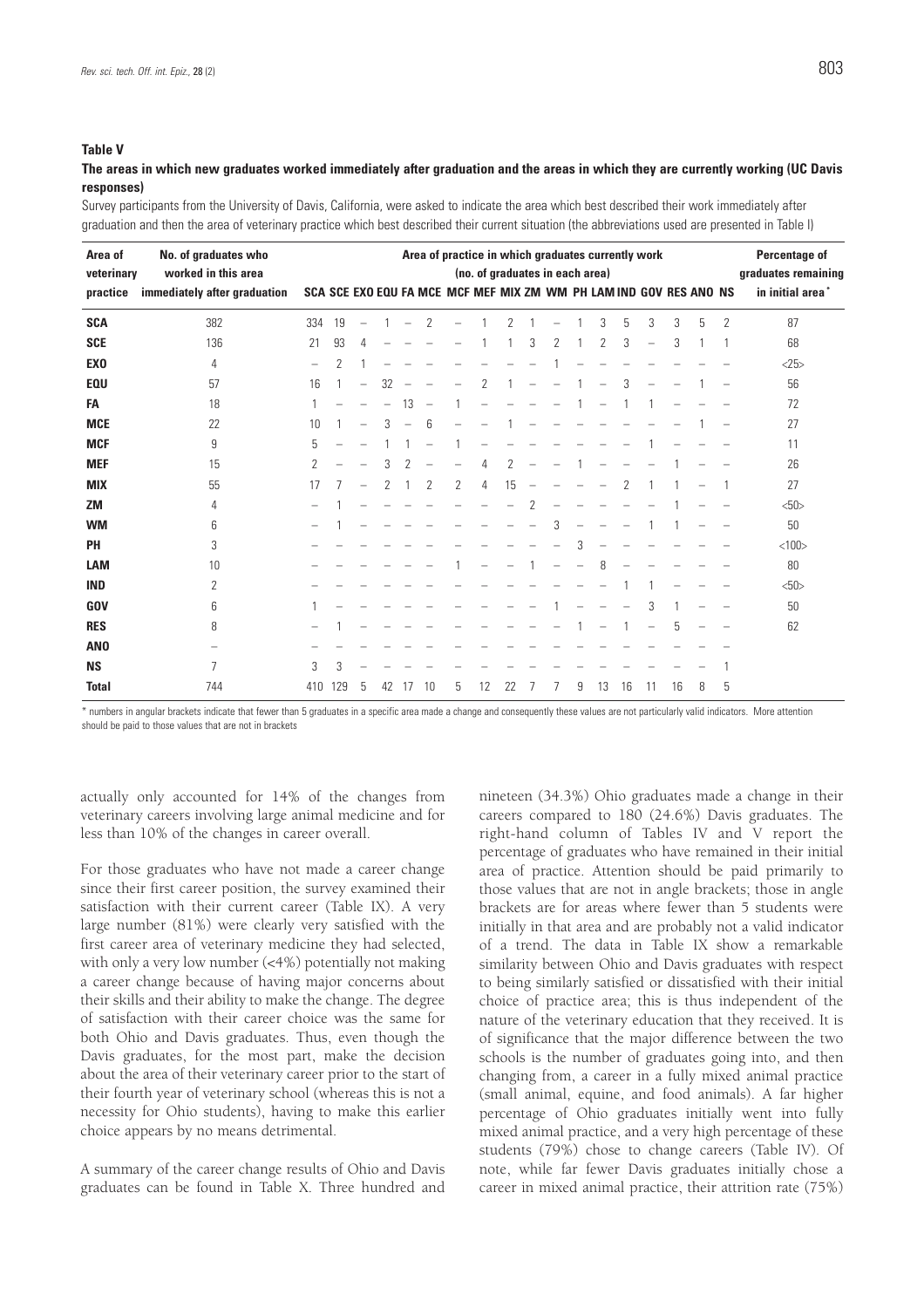**Table V**

**The areas in which new graduates worked immediately after graduation and the areas in which they are currently working (UC Davis responses)**

Survey participants from the University of Davis, California, were asked to indicate the area which best described their work immediately after graduation and then the area of veterinary practice which best described their current situation (the abbreviations used are presented in Table I)

| Area of veterinary practice | No. of graduates who worked in this area immediately after graduation | Area of practice in which graduates currently work (no. of graduates in each area) | | | | | | | | | | | | | | | | | | Percentage of graduates remaining in initial area* |
|---|---|---|---|---|---|---|---|---|---|---|---|---|---|---|---|---|---|---|---|---|
| | | SCA | SCE | EXO | EQU | FA | MCE | MCF | MEF | MIX | ZM | WM | PH | LAM | IND | GOV | RES | ANO | NS | |
| **SCA** | 382 | 334 | 19 | – | 1 | – | 2 | – | 1 | 2 | 1 | – | 1 | 3 | 5 | 3 | 3 | 5 | 2 | 87 |
| **SCE** | 136 | 21 | 93 | 4 | – | – | – | – | 1 | 1 | 3 | 2 | 1 | 2 | 3 | – | 3 | 1 | 1 | 68 |
| **EXO** | 4 | – | 2 | 1 | – | – | – | – | – | – | – | – | – | – | – | – | – | – | – | <25> |
| **EQU** | 57 | 16 | 1 | – | 32 | – | – | – | 2 | 1 | – | – | 1 | – | 3 | – | – | 1 | – | 56 |
| **FA** | 18 | 1 | – | – | – | 13 | – | 1 | – | – | – | – | 1 | – | 1 | 1 | – | – | – | 72 |
| **MCE** | 22 | 10 | 1 | – | 3 | – | 6 | – | – | 1 | – | – | – | – | – | – | – | 1 | – | 27 |
| **MCF** | 9 | 5 | – | – | 1 | 1 | – | 1 | – | – | – | – | – | – | – | 1 | – | – | – | 11 |
| **MEF** | 15 | 2 | – | – | 3 | 2 | – | – | 4 | 2 | – | – | 1 | – | – | – | 1 | – | – | 26 |
| **MIX** | 55 | 17 | 7 | – | 2 | 1 | 2 | 2 | 4 | 15 | – | – | – | – | 2 | 1 | 1 | – | 1 | 27 |
| **ZM** | 4 | – | 1 | – | – | – | – | – | – | – | 2 | – | – | – | – | – | 1 | – | – | <50> |
| **WM** | 6 | – | 1 | – | – | – | – | – | – | – | – | 3 | – | – | – | 1 | 1 | – | – | 50 |
| **PH** | 3 | – | – | – | – | – | – | – | – | – | – | – | 3 | – | – | – | – | – | – | <100> |
| **LAM** | 10 | – | – | – | – | – | – | 1 | – | – | 1 | – | – | 8 | – | – | – | – | – | 80 |
| **IND** | 2 | – | – | – | – | – | – | – | – | – | – | – | – | – | 1 | 1 | – | – | – | <50> |
| **GOV** | 6 | 1 | – | – | – | – | – | – | – | – | – | 1 | – | – | – | 3 | 1 | – | – | 50 |
| **RES** | 8 | – | 1 | – | – | – | – | – | – | – | – | – | 1 | – | 1 | – | 5 | – | – | 62 |
| **ANO** | – | – | – | – | – | – | – | – | – | – | – | – | – | – | – | – | – | – | – | |
| **NS** | 7 | 3 | 3 | – | – | – | – | – | – | – | – | – | – | – | – | – | – | – | 1 | |
| **Total** | 744 | 410 | 129 | 5 | 42 | 17 | 10 | 5 | 12 | 22 | 7 | 7 | 9 | 13 | 16 | 11 | 16 | 8 | 5 | |

\* numbers in angular brackets indicate that fewer than 5 graduates in a specific area made a change and consequently these values are not particularly valid indicators. More attention should be paid to those values that are not in brackets

actually only accounted for 14% of the changes from veterinary careers involving large animal medicine and for less than 10% of the changes in career overall.

For those graduates who have not made a career change since their first career position, the survey examined their satisfaction with their current career (Table IX). A very large number (81%) were clearly very satisfied with the first career area of veterinary medicine they had selected, with only a very low number (<4%) potentially not making a career change because of having major concerns about their skills and their ability to make the change. The degree of satisfaction with their career choice was the same for both Ohio and Davis graduates. Thus, even though the Davis graduates, for the most part, make the decision about the area of their veterinary career prior to the start of their fourth year of veterinary school (whereas this is not a necessity for Ohio students), having to make this earlier choice appears by no means detrimental.

A summary of the career change results of Ohio and Davis graduates can be found in Table X. Three hundred and nineteen (34.3%) Ohio graduates made a change in their careers compared to 180 (24.6%) Davis graduates. The right-hand column of Tables IV and V report the percentage of graduates who have remained in their initial area of practice. Attention should be paid primarily to those values that are not in angle brackets; those in angle brackets are for areas where fewer than 5 students were initially in that area and are probably not a valid indicator of a trend. The data in Table IX show a remarkable similarity between Ohio and Davis graduates with respect to being similarly satisfied or dissatisfied with their initial choice of practice area; this is thus independent of the nature of the veterinary education that they received. It is of significance that the major difference between the two schools is the number of graduates going into, and then changing from, a career in a fully mixed animal practice (small animal, equine, and food animals). A far higher percentage of Ohio graduates initially went into fully mixed animal practice, and a very high percentage of these students (79%) chose to change careers (Table IV). Of note, while far fewer Davis graduates initially chose a career in mixed animal practice, their attrition rate (75%)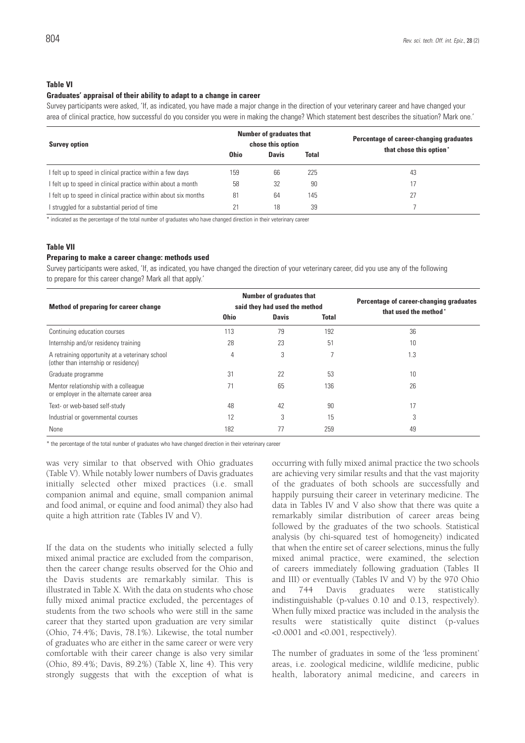**Table VI**

**Graduates' appraisal of their ability to adapt to a change in career**

Survey participants were asked, 'If, as indicated, you have made a major change in the direction of your veterinary career and have changed your area of clinical practice, how successful do you consider you were in making the change? Which statement best describes the situation? Mark one.'

| Survey option | Number of graduates that chose this option | | | Percentage of career-changing graduates that chose this option* |
|---|---|---|---|---|
| | Ohio | Davis | Total | |
| I felt up to speed in clinical practice within a few days | 159 | 66 | 225 | 43 |
| I felt up to speed in clinical practice within about a month | 58 | 32 | 90 | 17 |
| I felt up to speed in clinical practice within about six months | 81 | 64 | 145 | 27 |
| I struggled for a substantial period of time | 21 | 18 | 39 | 7 |

\* indicated as the percentage of the total number of graduates who have changed direction in their veterinary career

**Table VII**

**Preparing to make a career change: methods used**

Survey participants were asked, 'If, as indicated, you have changed the direction of your veterinary career, did you use any of the following to prepare for this career change? Mark all that apply.'

| Method of preparing for career change | Number of graduates that said they had used the method | | | Percentage of career-changing graduates that used the method* |
|---|---|---|---|---|
| | Ohio | Davis | Total | |
| Continuing education courses | 113 | 79 | 192 | 36 |
| Internship and/or residency training | 28 | 23 | 51 | 10 |
| A retraining opportunity at a veterinary school (other than internship or residency) | 4 | 3 | 7 | 1.3 |
| Graduate programme | 31 | 22 | 53 | 10 |
| Mentor relationship with a colleague or employer in the alternate career area | 71 | 65 | 136 | 26 |
| Text- or web-based self-study | 48 | 42 | 90 | 17 |
| Industrial or governmental courses | 12 | 3 | 15 | 3 |
| None | 182 | 77 | 259 | 49 |

\* the percentage of the total number of graduates who have changed direction in their veterinary career

was very similar to that observed with Ohio graduates (Table V). While notably lower numbers of Davis graduates initially selected other mixed practices (i.e. small companion animal and equine, small companion animal and food animal, or equine and food animal) they also had quite a high attrition rate (Tables IV and V).

If the data on the students who initially selected a fully mixed animal practice are excluded from the comparison, then the career change results observed for the Ohio and the Davis students are remarkably similar. This is illustrated in Table X. With the data on students who chose fully mixed animal practice excluded, the percentages of students from the two schools who were still in the same career that they started upon graduation are very similar (Ohio, 74.4%; Davis, 78.1%). Likewise, the total number of graduates who are either in the same career or were very comfortable with their career change is also very similar (Ohio, 89.4%; Davis, 89.2%) (Table X, line 4). This very strongly suggests that with the exception of what is occurring with fully mixed animal practice the two schools are achieving very similar results and that the vast majority of the graduates of both schools are successfully and happily pursuing their career in veterinary medicine. The data in Tables IV and V also show that there was quite a remarkably similar distribution of career areas being followed by the graduates of the two schools. Statistical analysis (by chi-squared test of homogeneity) indicated that when the entire set of career selections, minus the fully mixed animal practice, were examined, the selection of careers immediately following graduation (Tables II and III) or eventually (Tables IV and V) by the 970 Ohio and 744 Davis graduates were statistically indistinguishable (p-values 0.10 and 0.13, respectively). When fully mixed practice was included in the analysis the results were statistically quite distinct (p-values $<0.0001$ and $<0.001$, respectively).

The number of graduates in some of the 'less prominent' areas, i.e. zoological medicine, wildlife medicine, public health, laboratory animal medicine, and careers in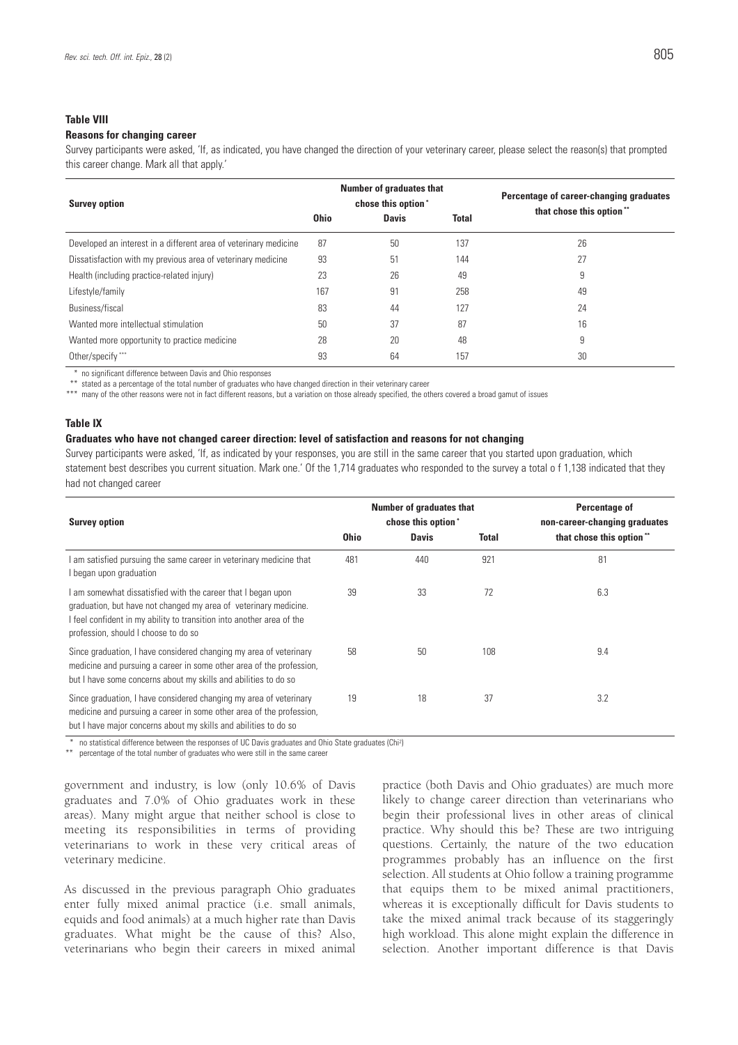**Table VIII**

**Reasons for changing career**

Survey participants were asked, 'If, as indicated, you have changed the direction of your veterinary career, please select the reason(s) that prompted this career change. Mark all that apply.'

| Survey option | Number of graduates that chose this option* | | | Percentage of career-changing graduates that chose this option** |
|---|---|---|---|---|
| | Ohio | Davis | Total | |
| Developed an interest in a different area of veterinary medicine | 87 | 50 | 137 | 26 |
| Dissatisfaction with my previous area of veterinary medicine | 93 | 51 | 144 | 27 |
| Health (including practice-related injury) | 23 | 26 | 49 | 9 |
| Lifestyle/family | 167 | 91 | 258 | 49 |
| Business/fiscal | 83 | 44 | 127 | 24 |
| Wanted more intellectual stimulation | 50 | 37 | 87 | 16 |
| Wanted more opportunity to practice medicine | 28 | 20 | 48 | 9 |
| Other/specify*** | 93 | 64 | 157 | 30 |

\* no significant difference between Davis and Ohio responses

\*\* stated as a percentage of the total number of graduates who have changed direction in their veterinary career

\*\*\* many of the other reasons were not in fact different reasons, but a variation on those already specified, the others covered a broad gamut of issues

**Table IX**

**Graduates who have not changed career direction: level of satisfaction and reasons for not changing**

Survey participants were asked, 'If, as indicated by your responses, you are still in the same career that you started upon graduation, which statement best describes you current situation. Mark one.' Of the 1,714 graduates who responded to the survey a total o f 1,138 indicated that they had not changed career

| Survey option | Number of graduates that chose this option* | | | Percentage of non-career-changing graduates that chose this option** |
|---|---|---|---|---|
| | Ohio | Davis | Total | |
| I am satisfied pursuing the same career in veterinary medicine that I began upon graduation | 481 | 440 | 921 | 81 |
| I am somewhat dissatisfied with the career that I began upon graduation, but have not changed my area of veterinary medicine. I feel confident in my ability to transition into another area of the profession, should I choose to do so | 39 | 33 | 72 | 6.3 |
| Since graduation, I have considered changing my area of veterinary medicine and pursuing a career in some other area of the profession, but I have some concerns about my skills and abilities to do so | 58 | 50 | 108 | 9.4 |
| Since graduation, I have considered changing my area of veterinary medicine and pursuing a career in some other area of the profession, but I have major concerns about my skills and abilities to do so | 19 | 18 | 37 | 3.2 |

\* no statistical difference between the responses of UC Davis graduates and Ohio State graduates (Chi[2])

\*\* percentage of the total number of graduates who were still in the same career

government and industry, is low (only 10.6% of Davis graduates and 7.0% of Ohio graduates work in these areas). Many might argue that neither school is close to meeting its responsibilities in terms of providing veterinarians to work in these very critical areas of veterinary medicine.

As discussed in the previous paragraph Ohio graduates enter fully mixed animal practice (i.e. small animals, equids and food animals) at a much higher rate than Davis graduates. What might be the cause of this? Also, veterinarians who begin their careers in mixed animal practice (both Davis and Ohio graduates) are much more likely to change career direction than veterinarians who begin their professional lives in other areas of clinical practice. Why should this be? These are two intriguing questions. Certainly, the nature of the two education programmes probably has an influence on the first selection. All students at Ohio follow a training programme that equips them to be mixed animal practitioners, whereas it is exceptionally difficult for Davis students to take the mixed animal track because of its staggeringly high workload. This alone might explain the difference in selection. Another important difference is that Davis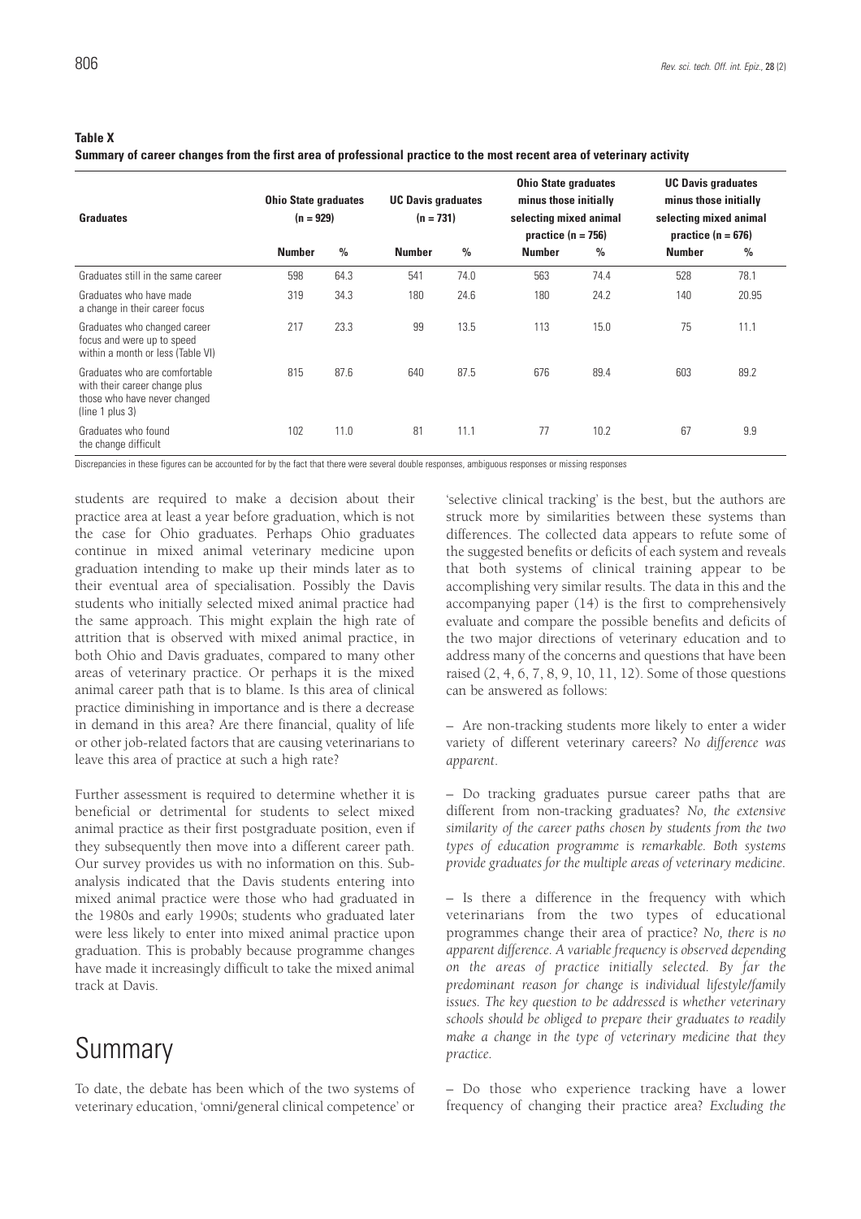**Table X**

**Summary of career changes from the first area of professional practice to the most recent area of veterinary activity**

| Graduates | Ohio State graduates (n = 929) | | UC Davis graduates (n = 731) | | Ohio State graduates minus those initially selecting mixed animal practice (n = 756) | | UC Davis graduates minus those initially selecting mixed animal practice (n = 676) | |
|---|---|---|---|---|---|---|---|---|
| | Number | % | Number | % | Number | % | Number | % |
| Graduates still in the same career | 598 | 64.3 | 541 | 74.0 | 563 | 74.4 | 528 | 78.1 |
| Graduates who have made a change in their career focus | 319 | 34.3 | 180 | 24.6 | 180 | 24.2 | 140 | 20.95 |
| Graduates who changed career focus and were up to speed within a month or less (Table VI) | 217 | 23.3 | 99 | 13.5 | 113 | 15.0 | 75 | 11.1 |
| Graduates who are comfortable with their career change plus those who have never changed (line 1 plus 3) | 815 | 87.6 | 640 | 87.5 | 676 | 89.4 | 603 | 89.2 |
| Graduates who found the change difficult | 102 | 11.0 | 81 | 11.1 | 77 | 10.2 | 67 | 9.9 |

Discrepancies in these figures can be accounted for by the fact that there were several double responses, ambiguous responses or missing responses

students are required to make a decision about their practice area at least a year before graduation, which is not the case for Ohio graduates. Perhaps Ohio graduates continue in mixed animal veterinary medicine upon graduation intending to make up their minds later as to their eventual area of specialisation. Possibly the Davis students who initially selected mixed animal practice had the same approach. This might explain the high rate of attrition that is observed with mixed animal practice, in both Ohio and Davis graduates, compared to many other areas of veterinary practice. Or perhaps it is the mixed animal career path that is to blame. Is this area of clinical practice diminishing in importance and is there a decrease in demand in this area? Are there financial, quality of life or other job-related factors that are causing veterinarians to leave this area of practice at such a high rate?

Further assessment is required to determine whether it is beneficial or detrimental for students to select mixed animal practice as their first postgraduate position, even if they subsequently then move into a different career path. Our survey provides us with no information on this. Sub-analysis indicated that the Davis students entering into mixed animal practice were those who had graduated in the 1980s and early 1990s; students who graduated later were less likely to enter into mixed animal practice upon graduation. This is probably because programme changes have made it increasingly difficult to take the mixed animal track at Davis.

# Summary

To date, the debate has been which of the two systems of veterinary education, 'omni/general clinical competence' or 'selective clinical tracking' is the best, but the authors are struck more by similarities between these systems than differences. The collected data appears to refute some of the suggested benefits or deficits of each system and reveals that both systems of clinical training appear to be accomplishing very similar results. The data in this and the accompanying paper (14) is the first to comprehensively evaluate and compare the possible benefits and deficits of the two major directions of veterinary education and to address many of the concerns and questions that have been raised (2, 4, 6, 7, 8, 9, 10, 11, 12). Some of those questions can be answered as follows:

– Are non-tracking students more likely to enter a wider variety of different veterinary careers? *No difference was apparent.*

– Do tracking graduates pursue career paths that are different from non-tracking graduates? *No, the extensive similarity of the career paths chosen by students from the two types of education programme is remarkable. Both systems provide graduates for the multiple areas of veterinary medicine.*

– Is there a difference in the frequency with which veterinarians from the two types of educational programmes change their area of practice? *No, there is no apparent difference. A variable frequency is observed depending on the areas of practice initially selected. By far the predominant reason for change is individual lifestyle/family issues. The key question to be addressed is whether veterinary schools should be obliged to prepare their graduates to readily make a change in the type of veterinary medicine that they practice.*

– Do those who experience tracking have a lower frequency of changing their practice area? *Excluding the*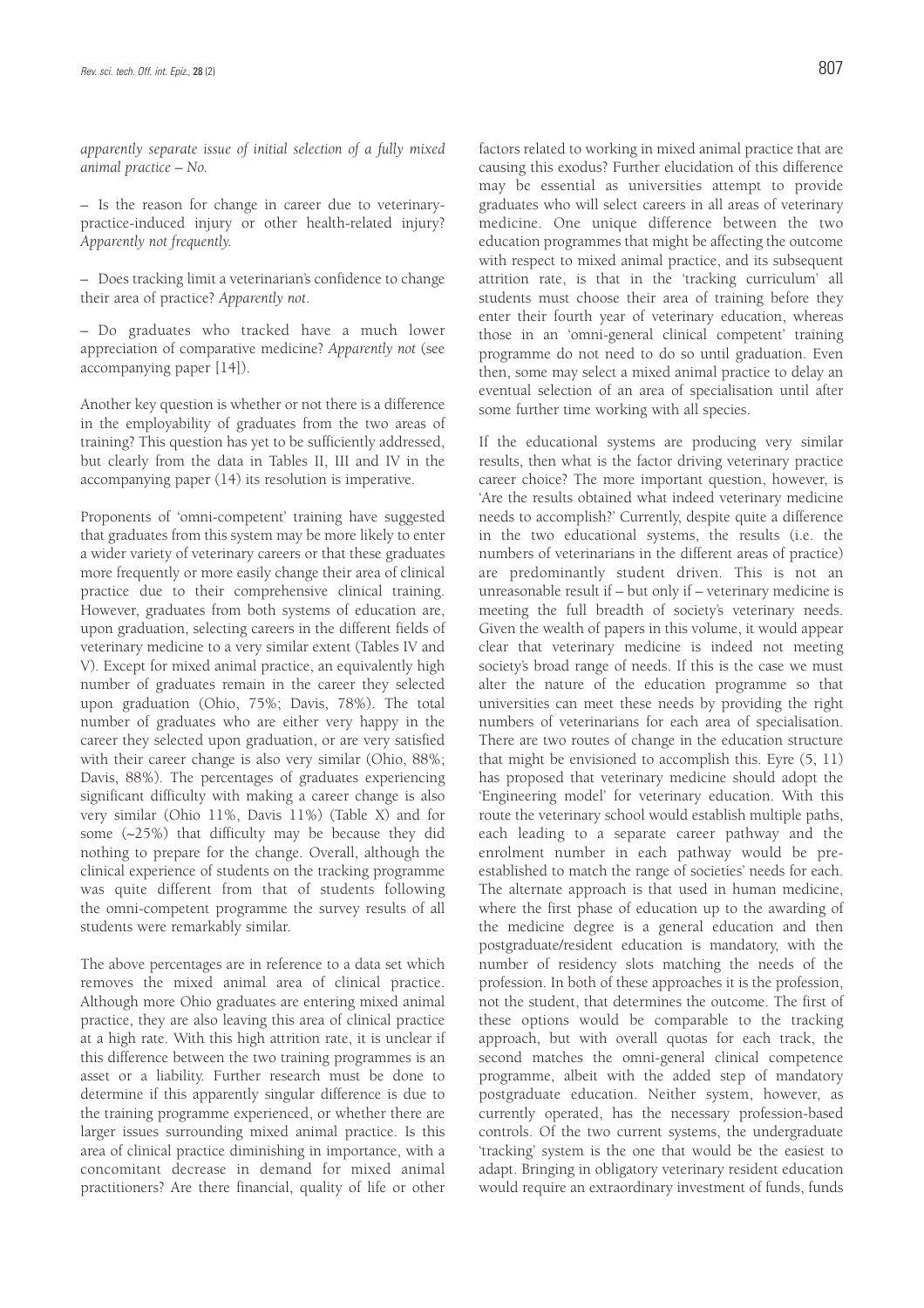*apparently separate issue of initial selection of a fully mixed animal practice – No.*

– Is the reason for change in career due to veterinary-practice-induced injury or other health-related injury? *Apparently not frequently.*

– Does tracking limit a veterinarian's confidence to change their area of practice? *Apparently not*.

– Do graduates who tracked have a much lower appreciation of comparative medicine? *Apparently not* (see accompanying paper [14]).

Another key question is whether or not there is a difference in the employability of graduates from the two areas of training? This question has yet to be sufficiently addressed, but clearly from the data in Tables II, III and IV in the accompanying paper (14) its resolution is imperative.

Proponents of 'omni-competent' training have suggested that graduates from this system may be more likely to enter a wider variety of veterinary careers or that these graduates more frequently or more easily change their area of clinical practice due to their comprehensive clinical training. However, graduates from both systems of education are, upon graduation, selecting careers in the different fields of veterinary medicine to a very similar extent (Tables IV and V). Except for mixed animal practice, an equivalently high number of graduates remain in the career they selected upon graduation (Ohio, 75%; Davis, 78%). The total number of graduates who are either very happy in the career they selected upon graduation, or are very satisfied with their career change is also very similar (Ohio, 88%; Davis, 88%). The percentages of graduates experiencing significant difficulty with making a career change is also very similar (Ohio 11%, Davis 11%) (Table X) and for some (~25%) that difficulty may be because they did nothing to prepare for the change. Overall, although the clinical experience of students on the tracking programme was quite different from that of students following the omni-competent programme the survey results of all students were remarkably similar.

The above percentages are in reference to a data set which removes the mixed animal area of clinical practice. Although more Ohio graduates are entering mixed animal practice, they are also leaving this area of clinical practice at a high rate. With this high attrition rate, it is unclear if this difference between the two training programmes is an asset or a liability. Further research must be done to determine if this apparently singular difference is due to the training programme experienced, or whether there are larger issues surrounding mixed animal practice. Is this area of clinical practice diminishing in importance, with a concomitant decrease in demand for mixed animal practitioners? Are there financial, quality of life or other factors related to working in mixed animal practice that are causing this exodus? Further elucidation of this difference may be essential as universities attempt to provide graduates who will select careers in all areas of veterinary medicine. One unique difference between the two education programmes that might be affecting the outcome with respect to mixed animal practice, and its subsequent attrition rate, is that in the 'tracking curriculum' all students must choose their area of training before they enter their fourth year of veterinary education, whereas those in an 'omni-general clinical competent' training programme do not need to do so until graduation. Even then, some may select a mixed animal practice to delay an eventual selection of an area of specialisation until after some further time working with all species.

If the educational systems are producing very similar results, then what is the factor driving veterinary practice career choice? The more important question, however, is 'Are the results obtained what indeed veterinary medicine needs to accomplish?' Currently, despite quite a difference in the two educational systems, the results (i.e. the numbers of veterinarians in the different areas of practice) are predominantly student driven. This is not an unreasonable result if – but only if – veterinary medicine is meeting the full breadth of society's veterinary needs. Given the wealth of papers in this volume, it would appear clear that veterinary medicine is indeed not meeting society's broad range of needs. If this is the case we must alter the nature of the education programme so that universities can meet these needs by providing the right numbers of veterinarians for each area of specialisation. There are two routes of change in the education structure that might be envisioned to accomplish this. Eyre (5, 11) has proposed that veterinary medicine should adopt the 'Engineering model' for veterinary education. With this route the veterinary school would establish multiple paths, each leading to a separate career pathway and the enrolment number in each pathway would be pre-established to match the range of societies' needs for each. The alternate approach is that used in human medicine, where the first phase of education up to the awarding of the medicine degree is a general education and then postgraduate/resident education is mandatory, with the number of residency slots matching the needs of the profession. In both of these approaches it is the profession, not the student, that determines the outcome. The first of these options would be comparable to the tracking approach, but with overall quotas for each track, the second matches the omni-general clinical competence programme, albeit with the added step of mandatory postgraduate education. Neither system, however, as currently operated, has the necessary profession-based controls. Of the two current systems, the undergraduate 'tracking' system is the one that would be the easiest to adapt. Bringing in obligatory veterinary resident education would require an extraordinary investment of funds, funds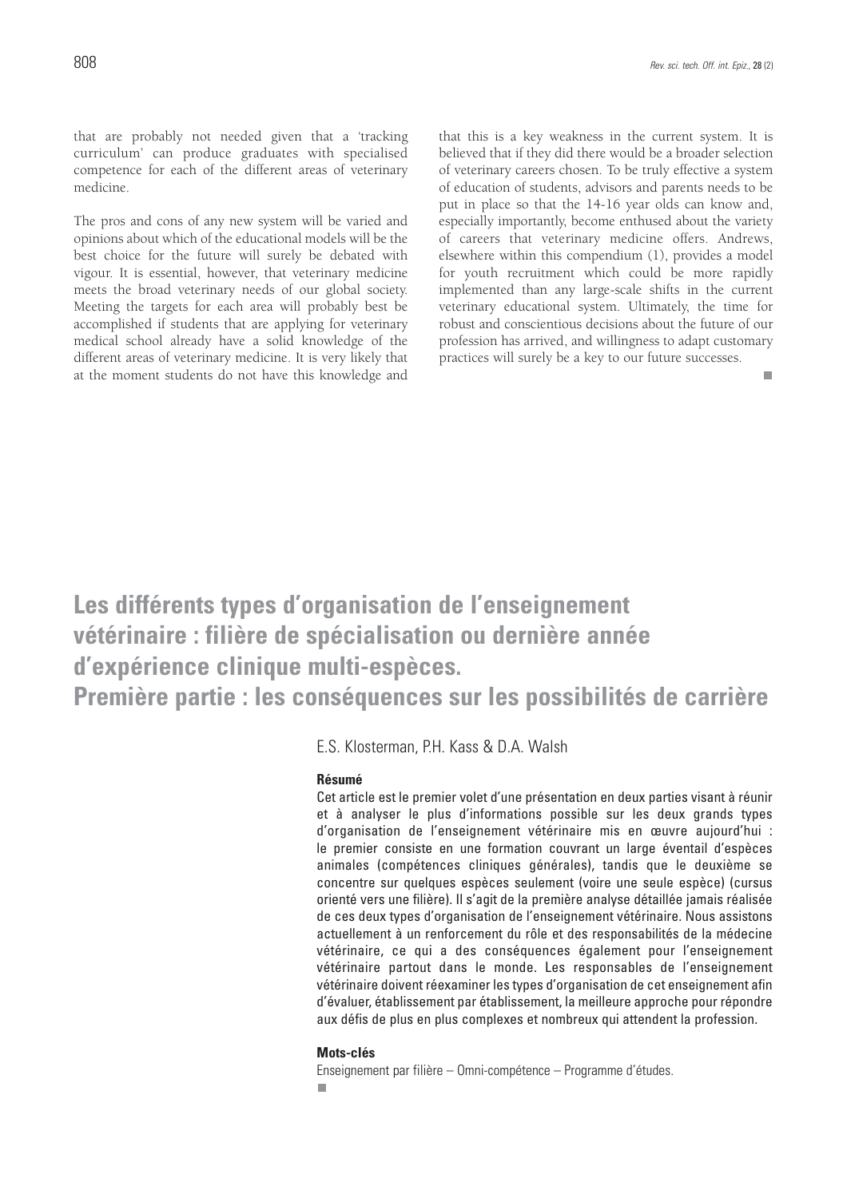that are probably not needed given that a 'tracking curriculum' can produce graduates with specialised competence for each of the different areas of veterinary medicine.

The pros and cons of any new system will be varied and opinions about which of the educational models will be the best choice for the future will surely be debated with vigour. It is essential, however, that veterinary medicine meets the broad veterinary needs of our global society. Meeting the targets for each area will probably best be accomplished if students that are applying for veterinary medical school already have a solid knowledge of the different areas of veterinary medicine. It is very likely that at the moment students do not have this knowledge and that this is a key weakness in the current system. It is believed that if they did there would be a broader selection of veterinary careers chosen. To be truly effective a system of education of students, advisors and parents needs to be put in place so that the 14-16 year olds can know and, especially importantly, become enthused about the variety of careers that veterinary medicine offers. Andrews, elsewhere within this compendium (1), provides a model for youth recruitment which could be more rapidly implemented than any large-scale shifts in the current veterinary educational system. Ultimately, the time for robust and conscientious decisions about the future of our profession has arrived, and willingness to adapt customary practices will surely be a key to our future successes.

# Les différents types d'organisation de l'enseignement vétérinaire : filière de spécialisation ou dernière année d'expérience clinique multi-espèces. Première partie : les conséquences sur les possibilités de carrière

E.S. Klosterman, P.H. Kass & D.A. Walsh

**Résumé**

Cet article est le premier volet d'une présentation en deux parties visant à réunir et à analyser le plus d'informations possible sur les deux grands types d'organisation de l'enseignement vétérinaire mis en œuvre aujourd'hui : le premier consiste en une formation couvrant un large éventail d'espèces animales (compétences cliniques générales), tandis que le deuxième se concentre sur quelques espèces seulement (voire une seule espèce) (cursus orienté vers une filière). Il s'agit de la première analyse détaillée jamais réalisée de ces deux types d'organisation de l'enseignement vétérinaire. Nous assistons actuellement à un renforcement du rôle et des responsabilités de la médecine vétérinaire, ce qui a des conséquences également pour l'enseignement vétérinaire partout dans le monde. Les responsables de l'enseignement vétérinaire doivent réexaminer les types d'organisation de cet enseignement afin d'évaluer, établissement par établissement, la meilleure approche pour répondre aux défis de plus en plus complexes et nombreux qui attendent la profession.

**Mots-clés**

Enseignement par filière – Omni-compétence – Programme d'études.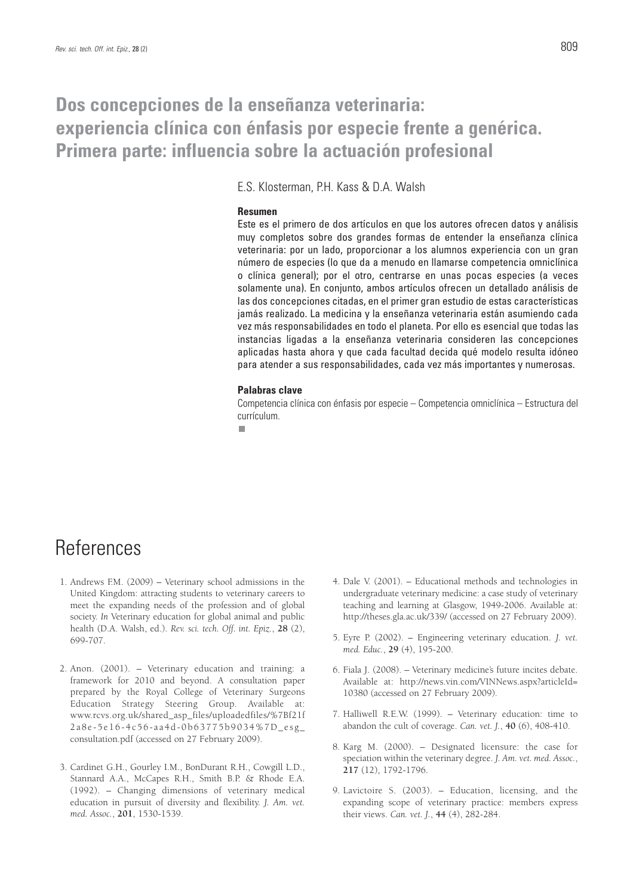# Dos concepciones de la enseñanza veterinaria: experiencia clínica con énfasis por especie frente a genérica. Primera parte: influencia sobre la actuación profesional

E.S. Klosterman, P.H. Kass & D.A. Walsh

### Resumen

Este es el primero de dos artículos en que los autores ofrecen datos y análisis muy completos sobre dos grandes formas de entender la enseñanza clínica veterinaria: por un lado, proporcionar a los alumnos experiencia con un gran número de especies (lo que da a menudo en llamarse competencia omniclínica o clínica general); por el otro, centrarse en unas pocas especies (a veces solamente una). En conjunto, ambos artículos ofrecen un detallado análisis de las dos concepciones citadas, en el primer gran estudio de estas características jamás realizado. La medicina y la enseñanza veterinaria están asumiendo cada vez más responsabilidades en todo el planeta. Por ello es esencial que todas las instancias ligadas a la enseñanza veterinaria consideren las concepciones aplicadas hasta ahora y que cada facultad decida qué modelo resulta idóneo para atender a sus responsabilidades, cada vez más importantes y numerosas.

### Palabras clave

Competencia clínica con énfasis por especie – Competencia omniclínica – Estructura del currículum.

# References

1. Andrews F.M. (2009) – Veterinary school admissions in the United Kingdom: attracting students to veterinary careers to meet the expanding needs of the profession and of global society. *In* Veterinary education for global animal and public health (D.A. Walsh, ed.). *Rev. sci. tech. Off. int. Epiz.*, **28** (2), 699-707.

2. Anon. (2001). – Veterinary education and training: a framework for 2010 and beyond. A consultation paper prepared by the Royal College of Veterinary Surgeons Education Strategy Steering Group. Available at: www.rcvs.org.uk/shared_asp_files/uploadedfiles/%7Bf21f2a8e-5e16-4c56-aa4d-0b63775b9034%7D_esg_consultation.pdf (accessed on 27 February 2009).

3. Cardinet G.H., Gourley I.M., BonDurant R.H., Cowgill L.D., Stannard A.A., McCapes R.H., Smith B.P. & Rhode E.A. (1992). – Changing dimensions of veterinary medical education in pursuit of diversity and flexibility. *J. Am. vet. med. Assoc.*, **201**, 1530-1539.

4. Dale V. (2001). – Educational methods and technologies in undergraduate veterinary medicine: a case study of veterinary teaching and learning at Glasgow, 1949-2006. Available at: http://theses.gla.ac.uk/339/ (accessed on 27 February 2009).

5. Eyre P. (2002). – Engineering veterinary education. *J. vet. med. Educ.*, **29** (4), 195-200.

6. Fiala J. (2008). – Veterinary medicine's future incites debate. Available at: http://news.vin.com/VINNews.aspx?articleId=10380 (accessed on 27 February 2009).

7. Halliwell R.E.W. (1999). – Veterinary education: time to abandon the cult of coverage. *Can. vet. J.*, **40** (6), 408-410.

8. Karg M. (2000). – Designated licensure: the case for speciation within the veterinary degree. *J. Am. vet. med. Assoc.*, **217** (12), 1792-1796.

9. Lavictoire S. (2003). – Education, licensing, and the expanding scope of veterinary practice: members express their views. *Can. vet. J.*, **44** (4), 282-284.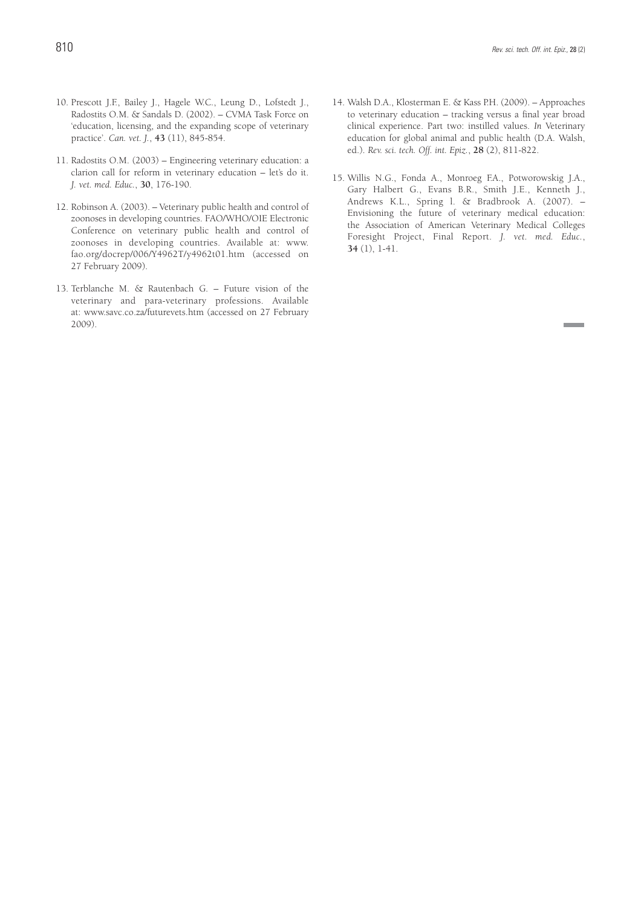10. Prescott J.F., Bailey J., Hagele W.C., Leung D., Lofstedt J., Radostits O.M. & Sandals D. (2002). – CVMA Task Force on 'education, licensing, and the expanding scope of veterinary practice'. *Can. vet. J.*, **43** (11), 845-854.

11. Radostits O.M. (2003) – Engineering veterinary education: a clarion call for reform in veterinary education – let's do it. *J. vet. med. Educ.*, **30**, 176-190.

12. Robinson A. (2003). – Veterinary public health and control of zoonoses in developing countries. FAO/WHO/OIE Electronic Conference on veterinary public health and control of zoonoses in developing countries. Available at: www.fao.org/docrep/006/Y4962T/y4962t01.htm (accessed on 27 February 2009).

13. Terblanche M. & Rautenbach G. – Future vision of the veterinary and para-veterinary professions. Available at: www.savc.co.za/futurevets.htm (accessed on 27 February 2009).

14. Walsh D.A., Klosterman E. & Kass P.H. (2009). – Approaches to veterinary education – tracking versus a final year broad clinical experience. Part two: instilled values. *In* Veterinary education for global animal and public health (D.A. Walsh, ed.). *Rev. sci. tech. Off. int. Epiz.*, **28** (2), 811-822.

15. Willis N.G., Fonda A., Monroeg F.A., Potworowskig J.A., Gary Halbert G., Evans B.R., Smith J.E., Kenneth J., Andrews K.L., Spring l. & Bradbrook A. (2007). – Envisioning the future of veterinary medical education: the Association of American Veterinary Medical Colleges Foresight Project, Final Report. *J. vet. med. Educ.*, **34** (1), 1-41.